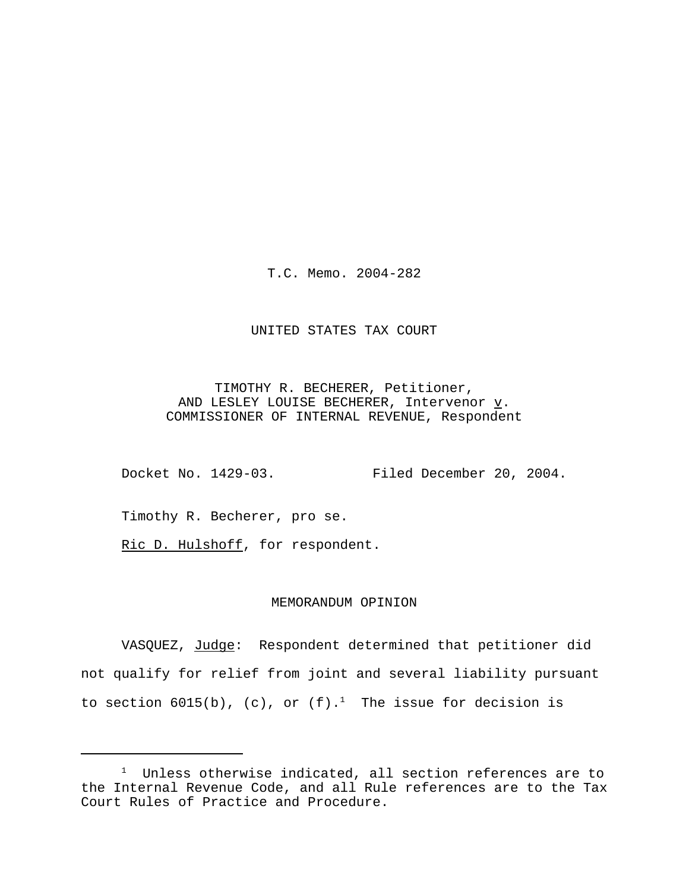T.C. Memo. 2004-282

UNITED STATES TAX COURT

TIMOTHY R. BECHERER, Petitioner,
AND LESLEY LOUISE BECHERER, Intervenor v.
COMMISSIONER OF INTERNAL REVENUE, Respondent

Docket No. 1429-03. Filed December 20, 2004.

Timothy R. Becherer, pro se.

Ric D. Hulshoff, for respondent.

MEMORANDUM OPINION

VASQUEZ, Judge: Respondent determined that petitioner did not qualify for relief from joint and several liability pursuant to section 6015(b), (c), or (f).[1] The issue for decision is

---

[1] Unless otherwise indicated, all section references are to the Internal Revenue Code, and all Rule references are to the Tax Court Rules of Practice and Procedure.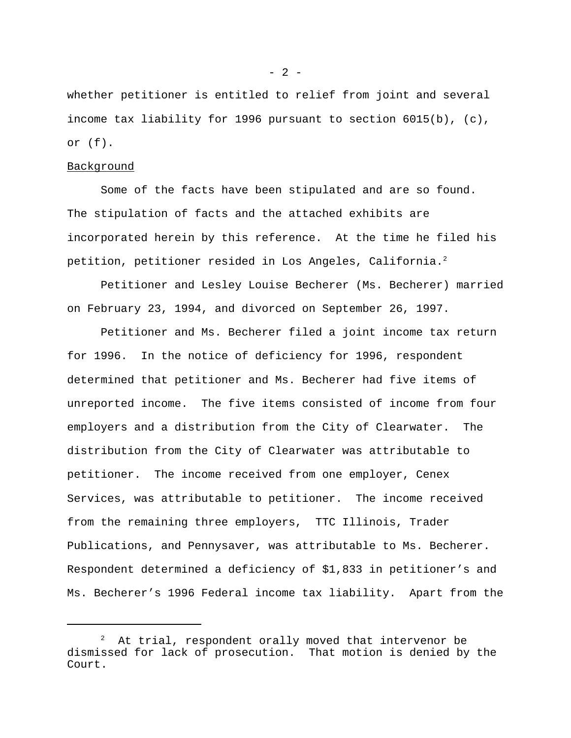whether petitioner is entitled to relief from joint and several income tax liability for 1996 pursuant to section 6015(b), (c), or (f).

Background

Some of the facts have been stipulated and are so found. The stipulation of facts and the attached exhibits are incorporated herein by this reference. At the time he filed his petition, petitioner resided in Los Angeles, California.[2]

Petitioner and Lesley Louise Becherer (Ms. Becherer) married on February 23, 1994, and divorced on September 26, 1997.

Petitioner and Ms. Becherer filed a joint income tax return for 1996. In the notice of deficiency for 1996, respondent determined that petitioner and Ms. Becherer had five items of unreported income. The five items consisted of income from four employers and a distribution from the City of Clearwater. The distribution from the City of Clearwater was attributable to petitioner. The income received from one employer, Cenex Services, was attributable to petitioner. The income received from the remaining three employers, TTC Illinois, Trader Publications, and Pennysaver, was attributable to Ms. Becherer. Respondent determined a deficiency of $1,833 in petitioner's and Ms. Becherer's 1996 Federal income tax liability. Apart from the

---

[2] At trial, respondent orally moved that intervenor be dismissed for lack of prosecution. That motion is denied by the Court.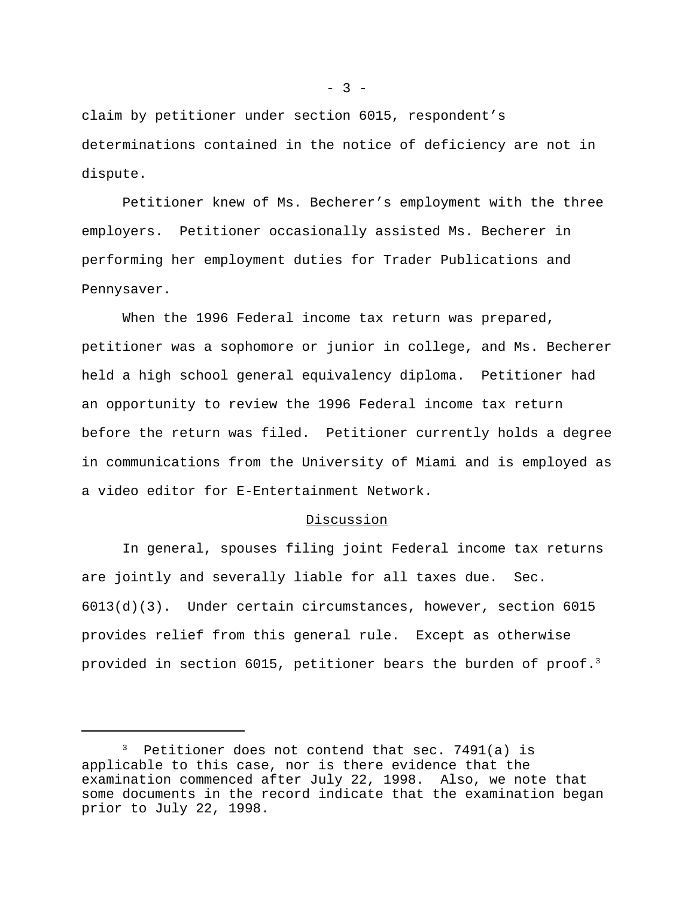claim by petitioner under section 6015, respondent's determinations contained in the notice of deficiency are not in dispute.

Petitioner knew of Ms. Becherer's employment with the three employers. Petitioner occasionally assisted Ms. Becherer in performing her employment duties for Trader Publications and Pennysaver.

When the 1996 Federal income tax return was prepared, petitioner was a sophomore or junior in college, and Ms. Becherer held a high school general equivalency diploma. Petitioner had an opportunity to review the 1996 Federal income tax return before the return was filed. Petitioner currently holds a degree in communications from the University of Miami and is employed as a video editor for E-Entertainment Network.

## Discussion

In general, spouses filing joint Federal income tax returns are jointly and severally liable for all taxes due. Sec. 6013(d)(3). Under certain circumstances, however, section 6015 provides relief from this general rule. Except as otherwise provided in section 6015, petitioner bears the burden of proof.[3]

---

[3] Petitioner does not contend that sec. 7491(a) is applicable to this case, nor is there evidence that the examination commenced after July 22, 1998. Also, we note that some documents in the record indicate that the examination began prior to July 22, 1998.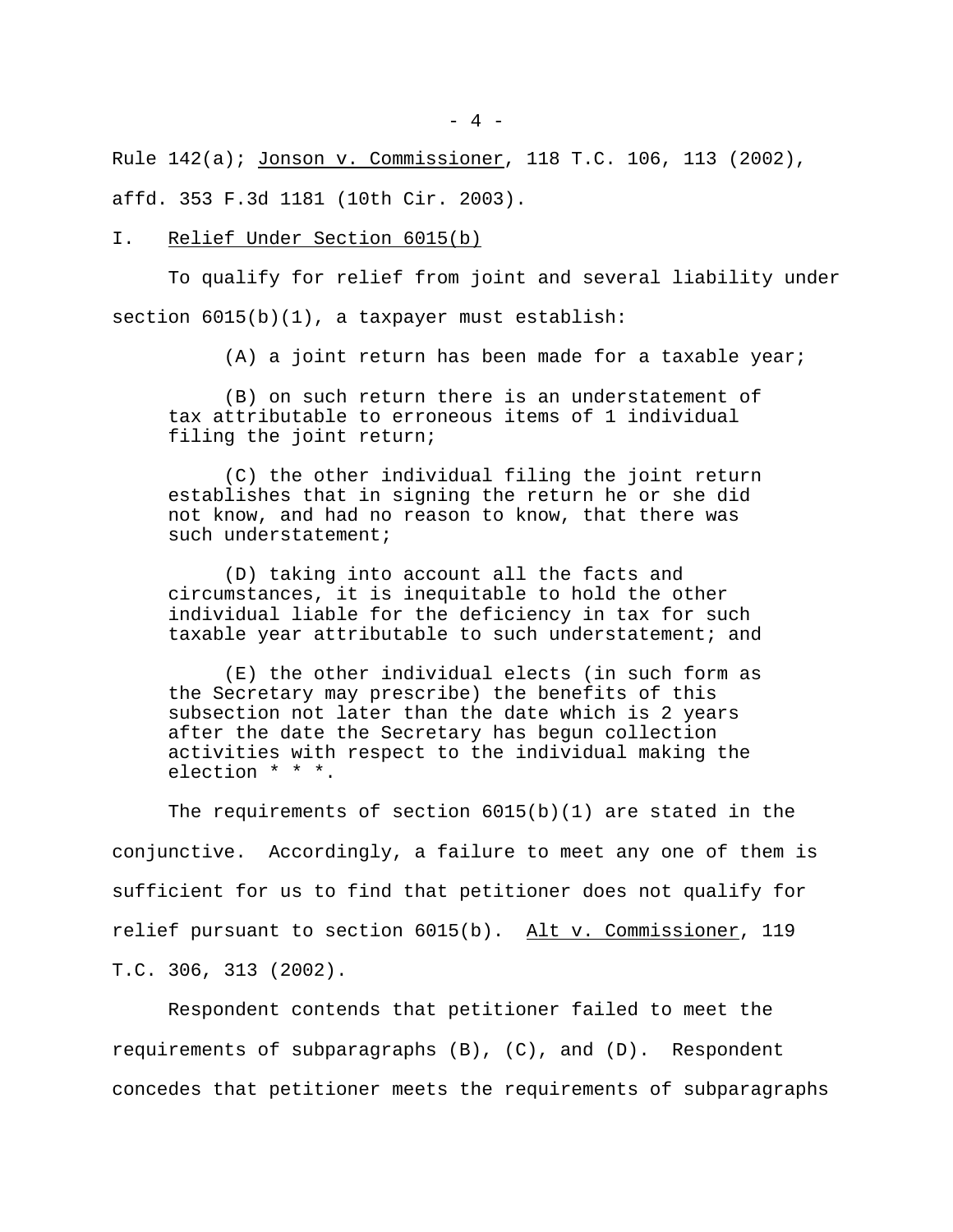Rule 142(a); Jonson v. Commissioner, 118 T.C. 106, 113 (2002), affd. 353 F.3d 1181 (10th Cir. 2003).

I. Relief Under Section 6015(b)

To qualify for relief from joint and several liability under section 6015(b)(1), a taxpayer must establish:

> (A) a joint return has been made for a taxable year;
>
> (B) on such return there is an understatement of tax attributable to erroneous items of 1 individual filing the joint return;
>
> (C) the other individual filing the joint return establishes that in signing the return he or she did not know, and had no reason to know, that there was such understatement;
>
> (D) taking into account all the facts and circumstances, it is inequitable to hold the other individual liable for the deficiency in tax for such taxable year attributable to such understatement; and
>
> (E) the other individual elects (in such form as the Secretary may prescribe) the benefits of this subsection not later than the date which is 2 years after the date the Secretary has begun collection activities with respect to the individual making the election * * *.

The requirements of section 6015(b)(1) are stated in the conjunctive. Accordingly, a failure to meet any one of them is sufficient for us to find that petitioner does not qualify for relief pursuant to section 6015(b). Alt v. Commissioner, 119 T.C. 306, 313 (2002).

Respondent contends that petitioner failed to meet the requirements of subparagraphs (B), (C), and (D). Respondent concedes that petitioner meets the requirements of subparagraphs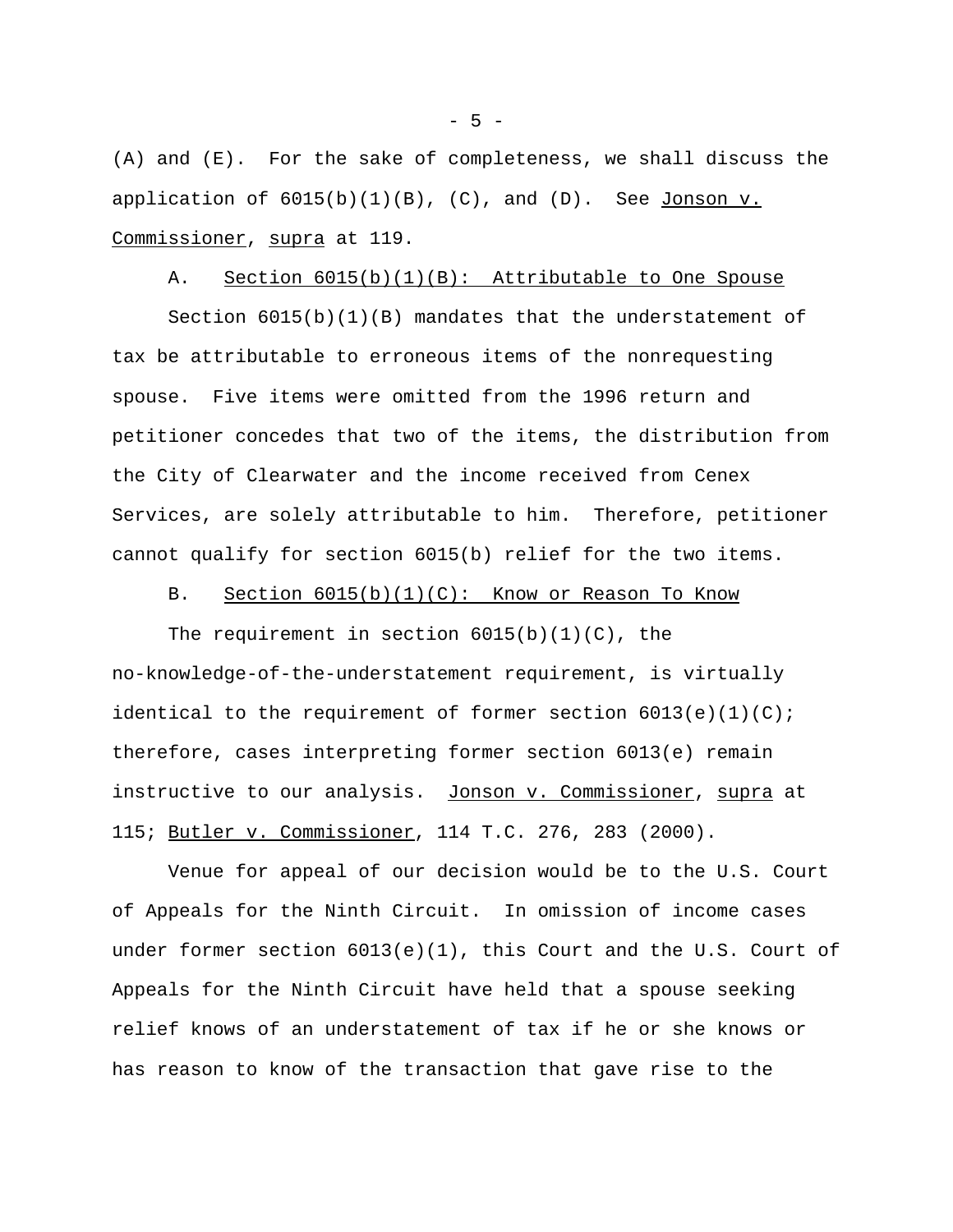(A) and (E). For the sake of completeness, we shall discuss the application of 6015(b)(1)(B), (C), and (D). See Jonson v. Commissioner, supra at 119.

A. Section 6015(b)(1)(B): Attributable to One Spouse

Section 6015(b)(1)(B) mandates that the understatement of tax be attributable to erroneous items of the nonrequesting spouse. Five items were omitted from the 1996 return and petitioner concedes that two of the items, the distribution from the City of Clearwater and the income received from Cenex Services, are solely attributable to him. Therefore, petitioner cannot qualify for section 6015(b) relief for the two items.

B. Section 6015(b)(1)(C): Know or Reason To Know

The requirement in section 6015(b)(1)(C), the no-knowledge-of-the-understatement requirement, is virtually identical to the requirement of former section 6013(e)(1)(C); therefore, cases interpreting former section 6013(e) remain instructive to our analysis. Jonson v. Commissioner, supra at 115; Butler v. Commissioner, 114 T.C. 276, 283 (2000).

Venue for appeal of our decision would be to the U.S. Court of Appeals for the Ninth Circuit. In omission of income cases under former section 6013(e)(1), this Court and the U.S. Court of Appeals for the Ninth Circuit have held that a spouse seeking relief knows of an understatement of tax if he or she knows or has reason to know of the transaction that gave rise to the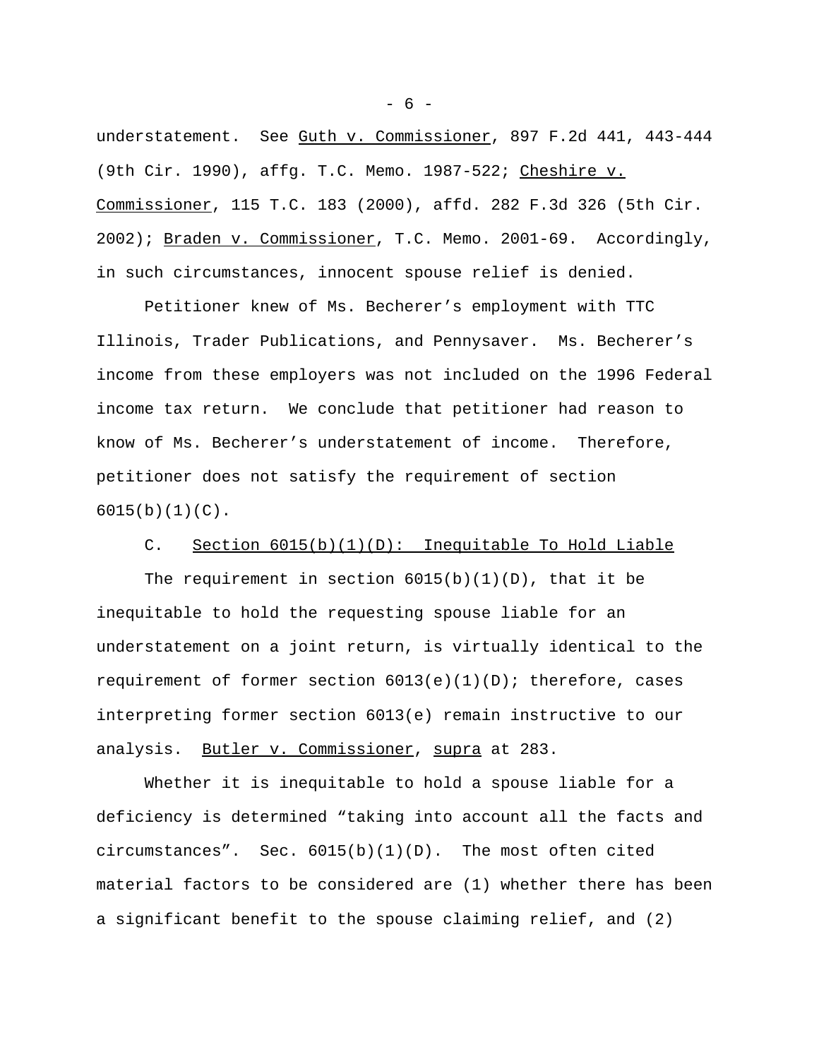understatement. See Guth v. Commissioner, 897 F.2d 441, 443-444 (9th Cir. 1990), affg. T.C. Memo. 1987-522; Cheshire v. Commissioner, 115 T.C. 183 (2000), affd. 282 F.3d 326 (5th Cir. 2002); Braden v. Commissioner, T.C. Memo. 2001-69. Accordingly, in such circumstances, innocent spouse relief is denied.

Petitioner knew of Ms. Becherer's employment with TTC Illinois, Trader Publications, and Pennysaver. Ms. Becherer's income from these employers was not included on the 1996 Federal income tax return. We conclude that petitioner had reason to know of Ms. Becherer's understatement of income. Therefore, petitioner does not satisfy the requirement of section 6015(b)(1)(C).

C. Section 6015(b)(1)(D): Inequitable To Hold Liable

The requirement in section 6015(b)(1)(D), that it be inequitable to hold the requesting spouse liable for an understatement on a joint return, is virtually identical to the requirement of former section 6013(e)(1)(D); therefore, cases interpreting former section 6013(e) remain instructive to our analysis. Butler v. Commissioner, supra at 283.

Whether it is inequitable to hold a spouse liable for a deficiency is determined "taking into account all the facts and circumstances". Sec. 6015(b)(1)(D). The most often cited material factors to be considered are (1) whether there has been a significant benefit to the spouse claiming relief, and (2)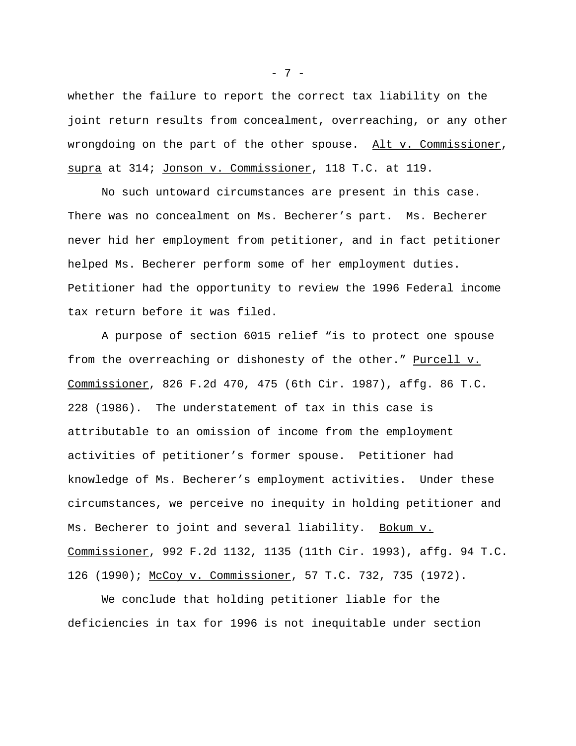whether the failure to report the correct tax liability on the joint return results from concealment, overreaching, or any other wrongdoing on the part of the other spouse. Alt v. Commissioner, supra at 314; Jonson v. Commissioner, 118 T.C. at 119.

No such untoward circumstances are present in this case. There was no concealment on Ms. Becherer's part. Ms. Becherer never hid her employment from petitioner, and in fact petitioner helped Ms. Becherer perform some of her employment duties. Petitioner had the opportunity to review the 1996 Federal income tax return before it was filed.

A purpose of section 6015 relief "is to protect one spouse from the overreaching or dishonesty of the other." Purcell v. Commissioner, 826 F.2d 470, 475 (6th Cir. 1987), affg. 86 T.C. 228 (1986). The understatement of tax in this case is attributable to an omission of income from the employment activities of petitioner's former spouse. Petitioner had knowledge of Ms. Becherer's employment activities. Under these circumstances, we perceive no inequity in holding petitioner and Ms. Becherer to joint and several liability. Bokum v. Commissioner, 992 F.2d 1132, 1135 (11th Cir. 1993), affg. 94 T.C. 126 (1990); McCoy v. Commissioner, 57 T.C. 732, 735 (1972).

We conclude that holding petitioner liable for the deficiencies in tax for 1996 is not inequitable under section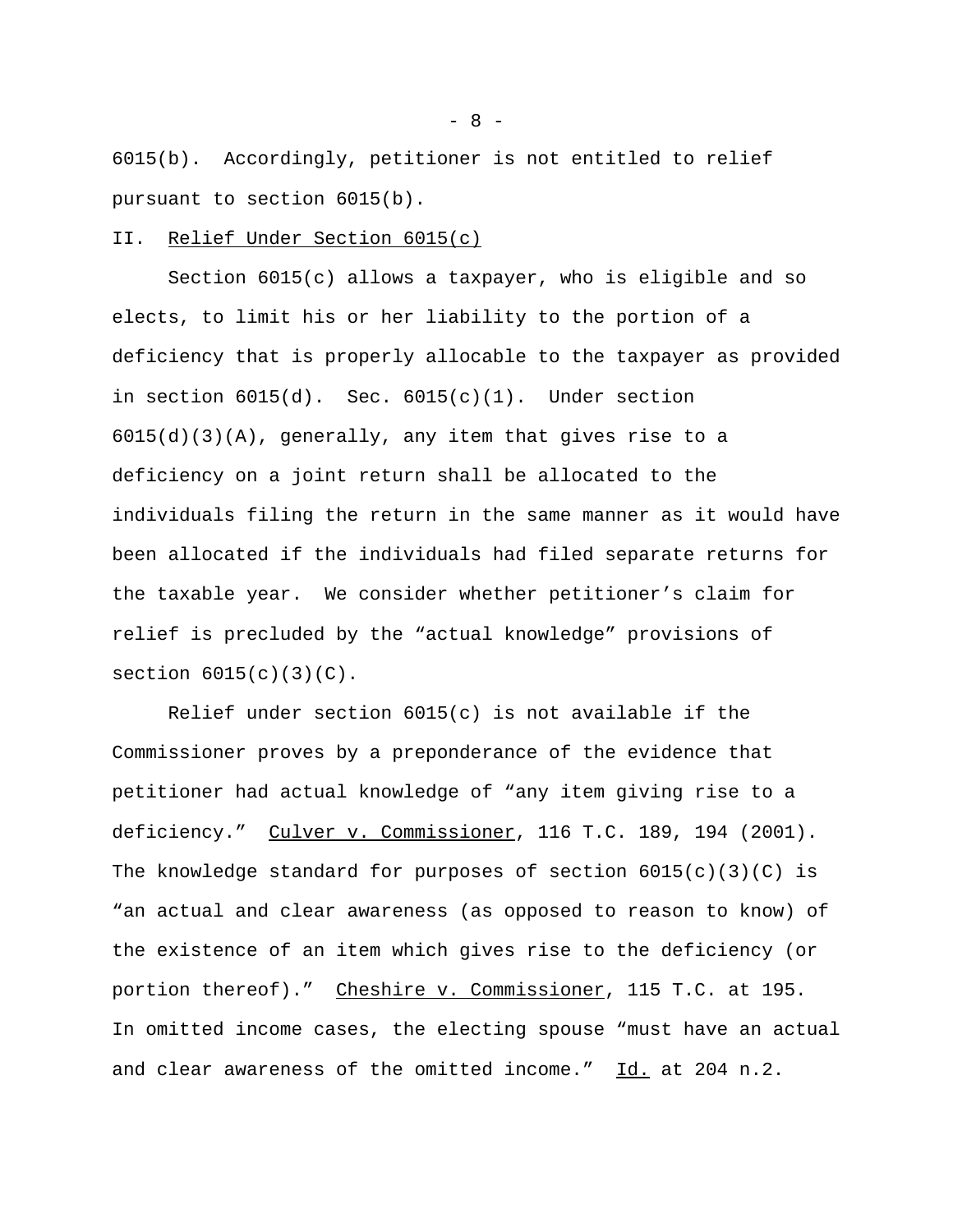6015(b). Accordingly, petitioner is not entitled to relief pursuant to section 6015(b).

## II. Relief Under Section 6015(c)

Section 6015(c) allows a taxpayer, who is eligible and so elects, to limit his or her liability to the portion of a deficiency that is properly allocable to the taxpayer as provided in section 6015(d). Sec. 6015(c)(1). Under section 6015(d)(3)(A), generally, any item that gives rise to a deficiency on a joint return shall be allocated to the individuals filing the return in the same manner as it would have been allocated if the individuals had filed separate returns for the taxable year. We consider whether petitioner's claim for relief is precluded by the "actual knowledge" provisions of section 6015(c)(3)(C).

Relief under section 6015(c) is not available if the Commissioner proves by a preponderance of the evidence that petitioner had actual knowledge of "any item giving rise to a deficiency." Culver v. Commissioner, 116 T.C. 189, 194 (2001). The knowledge standard for purposes of section 6015(c)(3)(C) is "an actual and clear awareness (as opposed to reason to know) of the existence of an item which gives rise to the deficiency (or portion thereof)." Cheshire v. Commissioner, 115 T.C. at 195. In omitted income cases, the electing spouse "must have an actual and clear awareness of the omitted income." Id. at 204 n.2.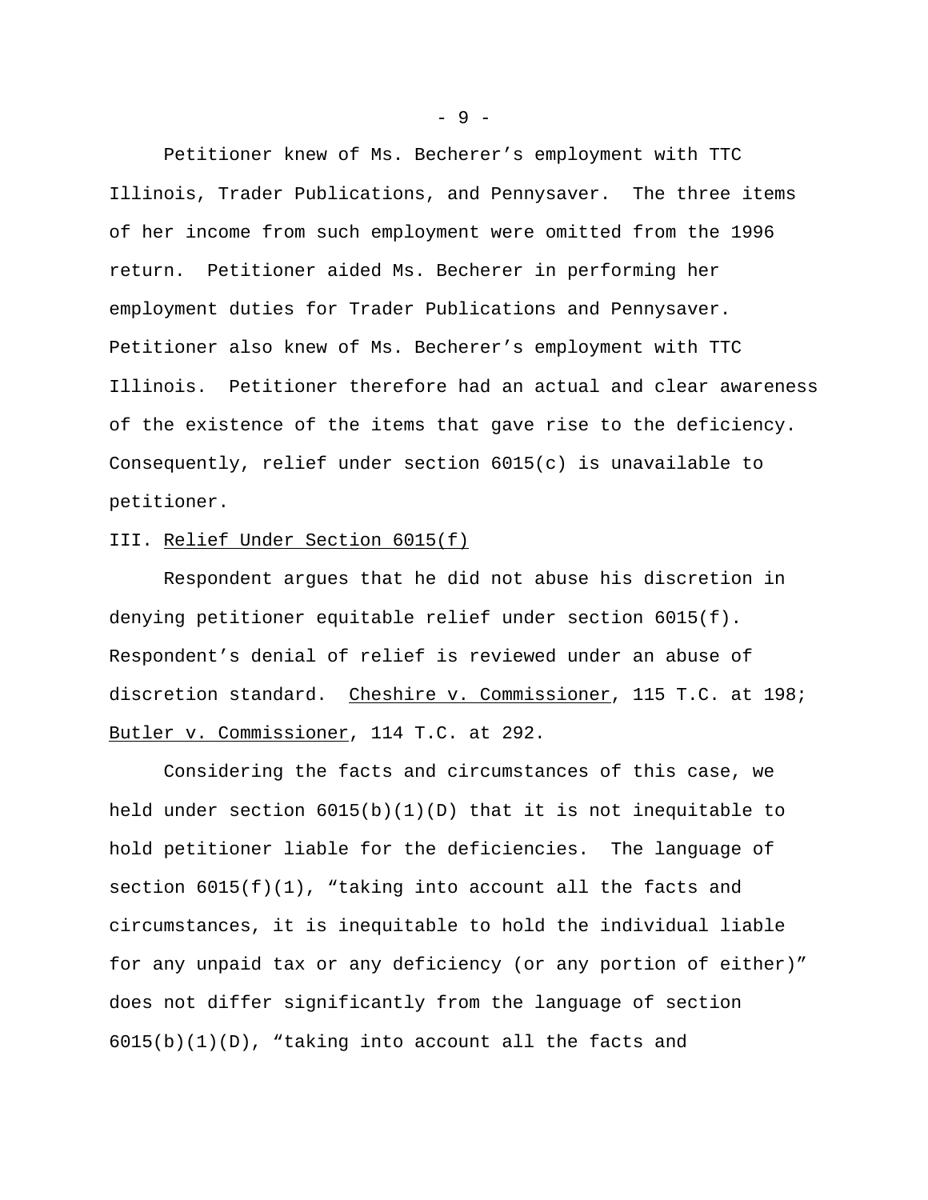Petitioner knew of Ms. Becherer’s employment with TTC Illinois, Trader Publications, and Pennysaver. The three items of her income from such employment were omitted from the 1996 return. Petitioner aided Ms. Becherer in performing her employment duties for Trader Publications and Pennysaver. Petitioner also knew of Ms. Becherer’s employment with TTC Illinois. Petitioner therefore had an actual and clear awareness of the existence of the items that gave rise to the deficiency. Consequently, relief under section 6015(c) is unavailable to petitioner.

III. Relief Under Section 6015(f)

Respondent argues that he did not abuse his discretion in denying petitioner equitable relief under section 6015(f). Respondent’s denial of relief is reviewed under an abuse of discretion standard. Cheshire v. Commissioner, 115 T.C. at 198; Butler v. Commissioner, 114 T.C. at 292.

Considering the facts and circumstances of this case, we held under section 6015(b)(1)(D) that it is not inequitable to hold petitioner liable for the deficiencies. The language of section 6015(f)(1), “taking into account all the facts and circumstances, it is inequitable to hold the individual liable for any unpaid tax or any deficiency (or any portion of either)” does not differ significantly from the language of section 6015(b)(1)(D), “taking into account all the facts and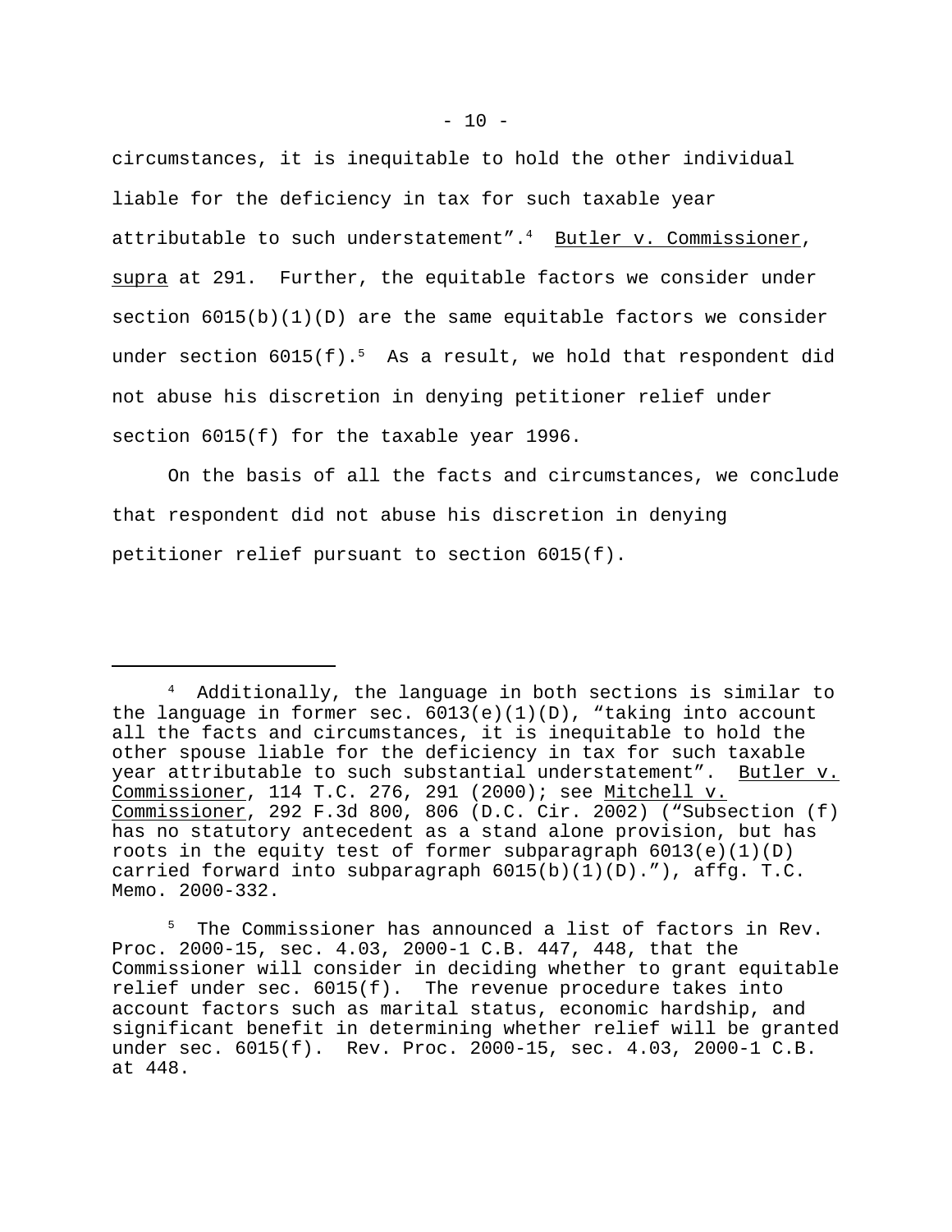circumstances, it is inequitable to hold the other individual liable for the deficiency in tax for such taxable year attributable to such understatement”.[4] Butler v. Commissioner, supra at 291. Further, the equitable factors we consider under section 6015(b)(1)(D) are the same equitable factors we consider under section 6015(f).[5] As a result, we hold that respondent did not abuse his discretion in denying petitioner relief under section 6015(f) for the taxable year 1996.

On the basis of all the facts and circumstances, we conclude that respondent did not abuse his discretion in denying petitioner relief pursuant to section 6015(f).

---

[4] Additionally, the language in both sections is similar to the language in former sec. 6013(e)(1)(D), “taking into account all the facts and circumstances, it is inequitable to hold the other spouse liable for the deficiency in tax for such taxable year attributable to such substantial understatement”. Butler v. Commissioner, 114 T.C. 276, 291 (2000); see Mitchell v. Commissioner, 292 F.3d 800, 806 (D.C. Cir. 2002) (“Subsection (f) has no statutory antecedent as a stand alone provision, but has roots in the equity test of former subparagraph 6013(e)(1)(D) carried forward into subparagraph 6015(b)(1)(D).”), affg. T.C. Memo. 2000-332.

[5] The Commissioner has announced a list of factors in Rev. Proc. 2000-15, sec. 4.03, 2000-1 C.B. 447, 448, that the Commissioner will consider in deciding whether to grant equitable relief under sec. 6015(f). The revenue procedure takes into account factors such as marital status, economic hardship, and significant benefit in determining whether relief will be granted under sec. 6015(f). Rev. Proc. 2000-15, sec. 4.03, 2000-1 C.B. at 448.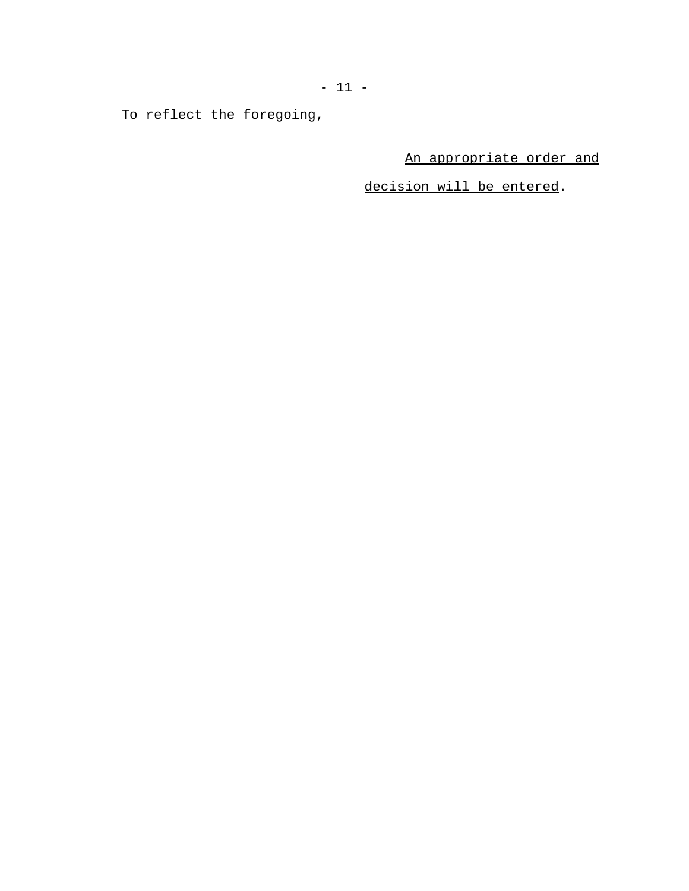To reflect the foregoing,

<u>An appropriate order and decision will be entered</u>.